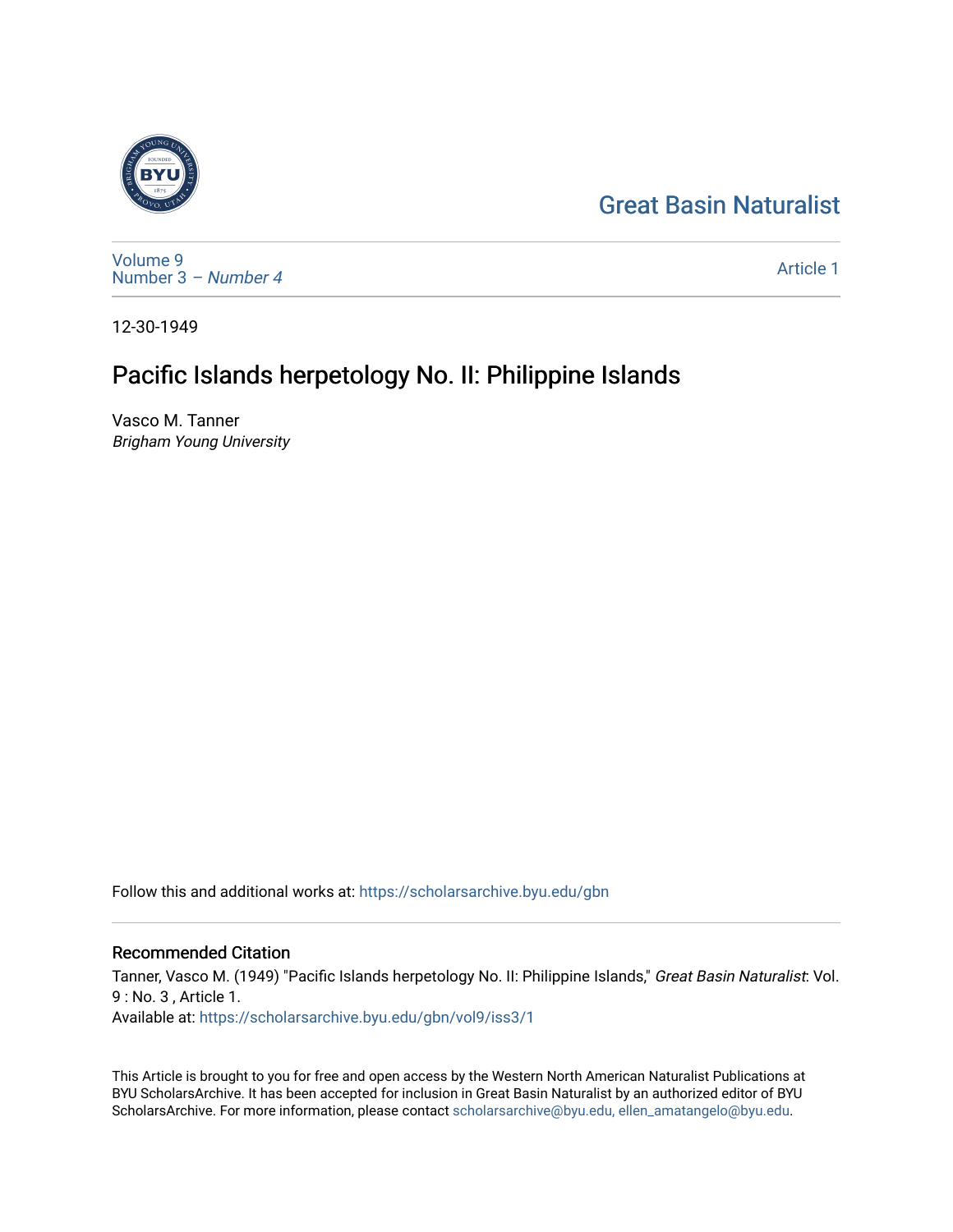Great Basin Naturalist

Volume 9
Number 3 – *Number 4*

Article 1

12-30-1949

# Pacific Islands herpetology No. II: Philippine Islands

Vasco M. Tanner
*Brigham Young University*

Follow this and additional works at: https://scholarsarchive.byu.edu/gbn

## Recommended Citation

Tanner, Vasco M. (1949) "Pacific Islands herpetology No. II: Philippine Islands," *Great Basin Naturalist*: Vol. 9 : No. 3 , Article 1.
Available at: https://scholarsarchive.byu.edu/gbn/vol9/iss3/1

This Article is brought to you for free and open access by the Western North American Naturalist Publications at BYU ScholarsArchive. It has been accepted for inclusion in Great Basin Naturalist by an authorized editor of BYU ScholarsArchive. For more information, please contact scholarsarchive@byu.edu, ellen_amatangelo@byu.edu.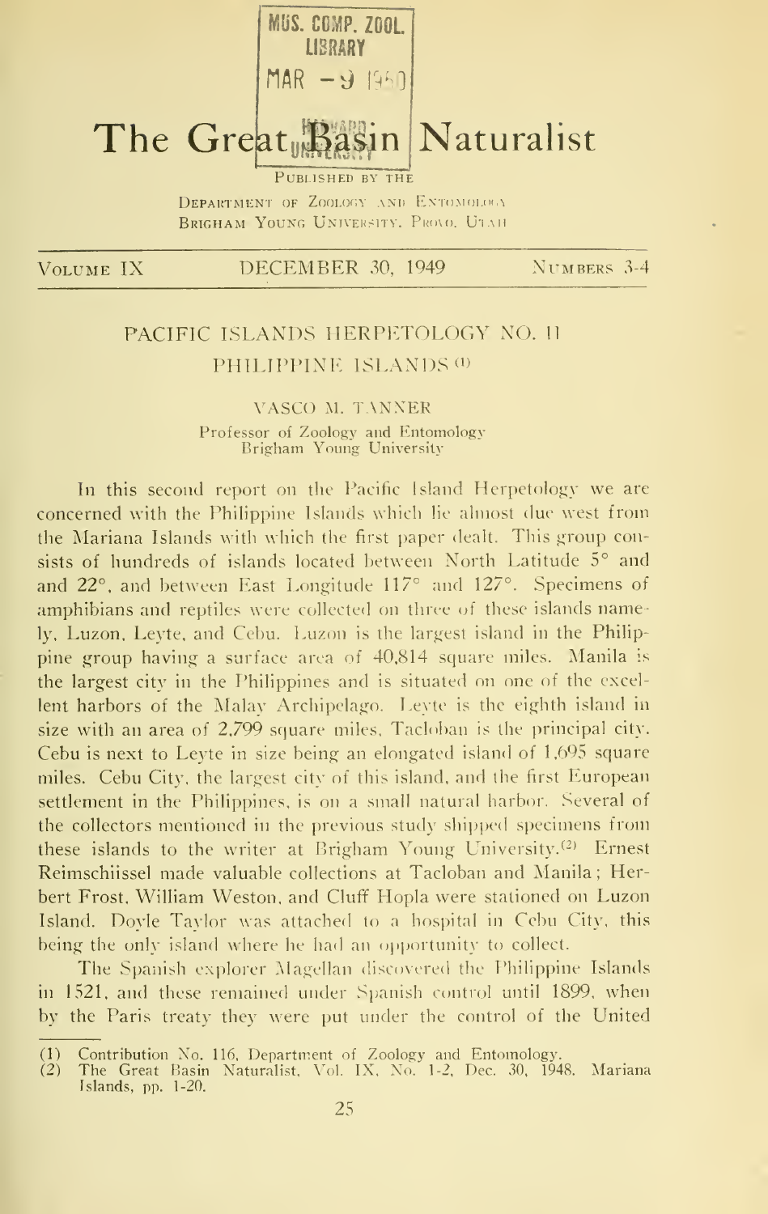MUS. COMP. ZOOL.
LIBRARY
MAR - 9 1950
HARVARD
UNIVERSITY

# The Great Basin Naturalist

PUBLISHED BY THE
DEPARTMENT OF ZOOLOGY AND ENTOMOLOGY
BRIGHAM YOUNG UNIVERSITY, PROVO, UTAH

VOLUME IX — DECEMBER 30, 1949 — NUMBERS 3-4

## PACIFIC ISLANDS HERPETOLOGY NO. II
## PHILIPPINE ISLANDS [1]

VASCO M. TANNER
Professor of Zoology and Entomology
Brigham Young University

In this second report on the Pacific Island Herpetology we are concerned with the Philippine Islands which lie almost due west from the Mariana Islands with which the first paper dealt. This group consists of hundreds of islands located between North Latitude 5° and and 22°, and between East Longitude 117° and 127°. Specimens of amphibians and reptiles were collected on three of these islands namely, Luzon, Leyte, and Cebu. Luzon is the largest island in the Philippine group having a surface area of 40,814 square miles. Manila is the largest city in the Philippines and is situated on one of the excellent harbors of the Malay Archipelago. Leyte is the eighth island in size with an area of 2,799 square miles, Tacloban is the principal city. Cebu is next to Leyte in size being an elongated island of 1,695 square miles. Cebu City, the largest city of this island, and the first European settlement in the Philippines, is on a small natural harbor. Several of the collectors mentioned in the previous study shipped specimens from these islands to the writer at Brigham Young University.[2] Ernest Reimschiissel made valuable collections at Tacloban and Manila; Herbert Frost, William Weston, and Cluff Hopla were stationed on Luzon Island. Doyle Taylor was attached to a hospital in Cebu City, this being the only island where he had an opportunity to collect.

The Spanish explorer Magellan discovered the Philippine Islands in 1521, and these remained under Spanish control until 1899, when by the Paris treaty they were put under the control of the United

(1) Contribution No. 116, Department of Zoology and Entomology.
(2) The Great Basin Naturalist, Vol. IX, No. 1-2, Dec. 30, 1948. Mariana Islands, pp. 1-20.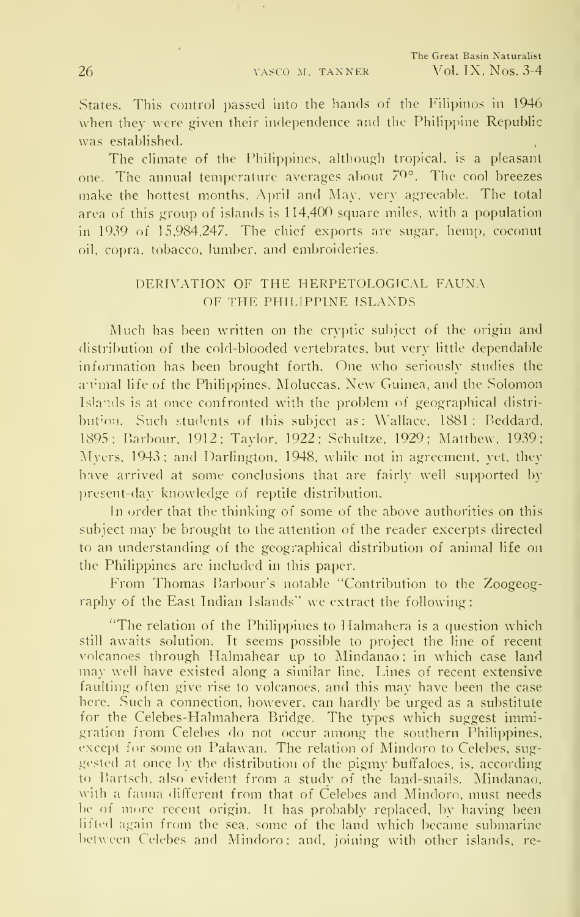States. This control passed into the hands of the Filipinos in 1946 when they were given their independence and the Philippine Republic was established.

The climate of the Philippines, although tropical, is a pleasant one. The annual temperature averages about 79°. The cool breezes make the hottest months, April and May, very agreeable. The total area of this group of islands is 114,400 square miles, with a population in 1939 of 15,984,247. The chief exports are sugar, hemp, coconut oil, copra, tobacco, lumber, and embroideries.

## DERIVATION OF THE HERPETOLOGICAL FAUNA OF THE PHILIPPINE ISLANDS

Much has been written on the cryptic subject of the origin and distribution of the cold-blooded vertebrates, but very little dependable information has been brought forth. One who seriously studies the animal life of the Philippines, Moluccas, New Guinea, and the Solomon Islands is at once confronted with the problem of geographical distribution. Such students of this subject as: Wallace, 1881; Beddard, 1895; Barbour, 1912; Taylor, 1922; Schultze, 1929; Matthew, 1939; Myers, 1943; and Darlington, 1948, while not in agreement, yet, they have arrived at some conclusions that are fairly well supported by present-day knowledge of reptile distribution.

In order that the thinking of some of the above authorities on this subject may be brought to the attention of the reader excerpts directed to an understanding of the geographical distribution of animal life on the Philippines are included in this paper.

From Thomas Barbour's notable "Contribution to the Zoogeography of the East Indian Islands" we extract the following:

"The relation of the Philippines to Halmahera is a question which still awaits solution. It seems possible to project the line of recent volcanoes through Halmahear up to Mindanao; in which case land may well have existed along a similar line. Lines of recent extensive faulting often give rise to volcanoes, and this may have been the case here. Such a connection, however, can hardly be urged as a substitute for the Celebes-Halmahera Bridge. The types which suggest immigration from Celebes do not occur among the southern Philippines, except for some on Palawan. The relation of Mindoro to Celebes, suggested at once by the distribution of the pigmy buffaloes, is, according to Bartsch, also evident from a study of the land-snails. Mindanao, with a fauna different from that of Celebes and Mindoro, must needs be of more recent origin. It has probably replaced, by having been lifted again from the sea, some of the land which became submarine between Celebes and Mindoro; and, joining with other islands, re-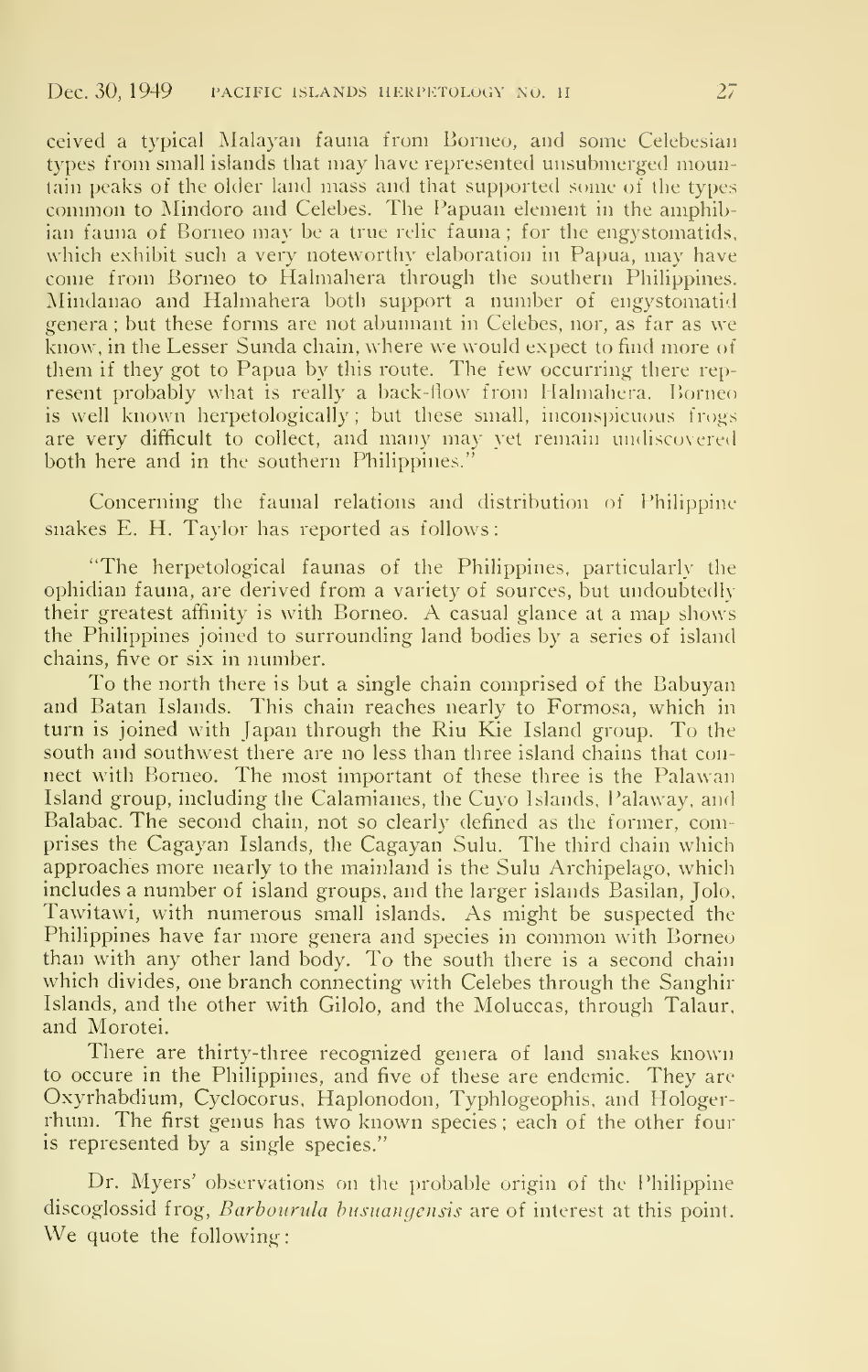ceived a typical Malayan fauna from Borneo, and some Celebesian types from small islands that may have represented unsubmerged mountain peaks of the older land mass and that supported some of the types common to Mindoro and Celebes. The Papuan element in the amphibian fauna of Borneo may be a true relic fauna; for the engystomatids, which exhibit such a very noteworthy elaboration in Papua, may have come from Borneo to Halmahera through the southern Philippines. Mindanao and Halmahera both support a number of engystomatid genera; but these forms are not abunnant in Celebes, nor, as far as we know, in the Lesser Sunda chain, where we would expect to find more of them if they got to Papua by this route. The few occurring there represent probably what is really a back-flow from Halmahera. Borneo is well known herpetologically; but these small, inconspicuous frogs are very difficult to collect, and many may yet remain undiscovered both here and in the southern Philippines."

Concerning the faunal relations and distribution of Philippine snakes E. H. Taylor has reported as follows:

"The herpetological faunas of the Philippines, particularly the ophidian fauna, are derived from a variety of sources, but undoubtedly their greatest affinity is with Borneo. A casual glance at a map shows the Philippines joined to surrounding land bodies by a series of island chains, five or six in number.

To the north there is but a single chain comprised of the Babuyan and Batan Islands. This chain reaches nearly to Formosa, which in turn is joined with Japan through the Riu Kie Island group. To the south and southwest there are no less than three island chains that connect with Borneo. The most important of these three is the Palawan Island group, including the Calamianes, the Cuyo Islands, Palaway, and Balabac. The second chain, not so clearly defined as the former, comprises the Cagayan Islands, the Cagayan Sulu. The third chain which approaches more nearly to the mainland is the Sulu Archipelago, which includes a number of island groups, and the larger islands Basilan, Jolo, Tawitawi, with numerous small islands. As might be suspected the Philippines have far more genera and species in common with Borneo than with any other land body. To the south there is a second chain which divides, one branch connecting with Celebes through the Sanghir Islands, and the other with Gilolo, and the Moluccas, through Talaur, and Morotei.

There are thirty-three recognized genera of land snakes known to occure in the Philippines, and five of these are endemic. They are Oxyrhabdium, Cyclocorus, Haplonodon, Typhlogeophis, and Hologerrhum. The first genus has two known species; each of the other four is represented by a single species."

Dr. Myers' observations on the probable origin of the Philippine discoglossid frog, *Barbourula busuangensis* are of interest at this point. We quote the following: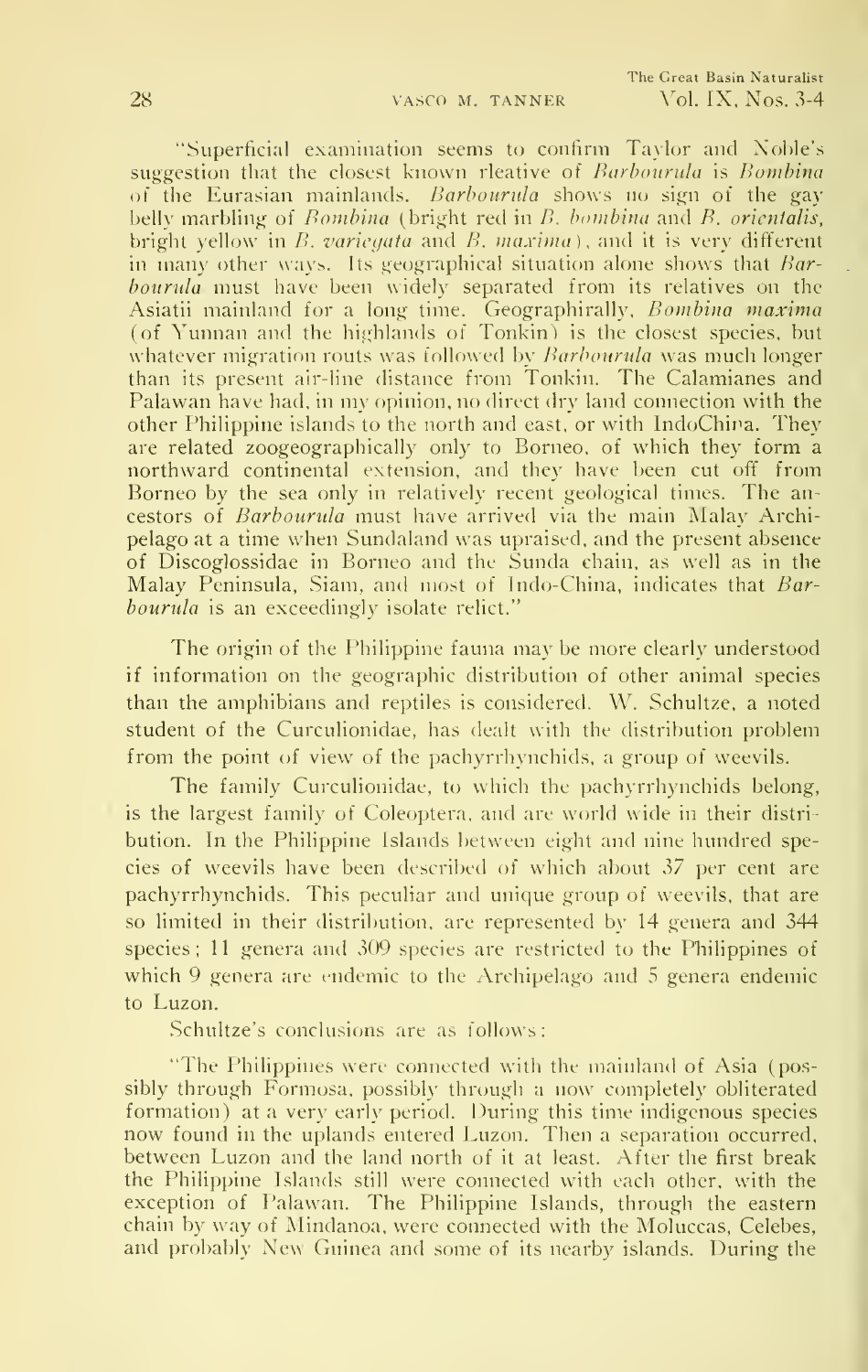"Superficial examination seems to confirm Taylor and Noble's suggestion that the closest known rleative of *Barbourula* is *Bombina* of the Eurasian mainlands. *Barbourula* shows no sign of the gay belly marbling of *Bombina* (bright red in *B. bombina* and *B. orientalis*, bright yellow in *B. variegata* and *B. maxima*), and it is very different in many other ways. Its geographical situation alone shows that *Barbourula* must have been widely separated from its relatives on the Asiatii mainland for a long time. Geographirally, *Bombina maxima* (of Yunnan and the highlands of Tonkin) is the closest species, but whatever migration routs was followed by *Barbourula* was much longer than its present air-line distance from Tonkin. The Calamianes and Palawan have had, in my opinion, no direct dry land connection with the other Philippine islands to the north and east, or with IndoChina. They are related zoogeographically only to Borneo, of which they form a northward continental extension, and they have been cut off from Borneo by the sea only in relatively recent geological times. The ancestors of *Barbourula* must have arrived via the main Malay Archipelago at a time when Sundaland was upraised, and the present absence of Discoglossidae in Borneo and the Sunda chain, as well as in the Malay Peninsula, Siam, and most of Indo-China, indicates that *Barbourula* is an exceedingly isolate relict."

The origin of the Philippine fauna may be more clearly understood if information on the geographic distribution of other animal species than the amphibians and reptiles is considered. W. Schultze, a noted student of the Curculionidae, has dealt with the distribution problem from the point of view of the pachyrrhynchids, a group of weevils.

The family Curculionidae, to which the pachyrrhynchids belong, is the largest family of Coleoptera, and are world wide in their distribution. In the Philippine Islands between eight and nine hundred species of weevils have been described of which about 37 per cent are pachyrrhynchids. This peculiar and unique group of weevils, that are so limited in their distribution, are represented by 14 genera and 344 species; 11 genera and 309 species are restricted to the Philippines of which 9 genera are endemic to the Archipelago and 5 genera endemic to Luzon.

Schultze's conclusions are as follows:

"The Philippines were connected with the mainland of Asia (possibly through Formosa, possibly through a now completely obliterated formation) at a very early period. During this time indigenous species now found in the uplands entered Luzon. Then a separation occurred, between Luzon and the land north of it at least. After the first break the Philippine Islands still were connected with each other, with the exception of Palawan. The Philippine Islands, through the eastern chain by way of Mindanoa, were connected with the Moluccas, Celebes, and probably New Guinea and some of its nearby islands. During the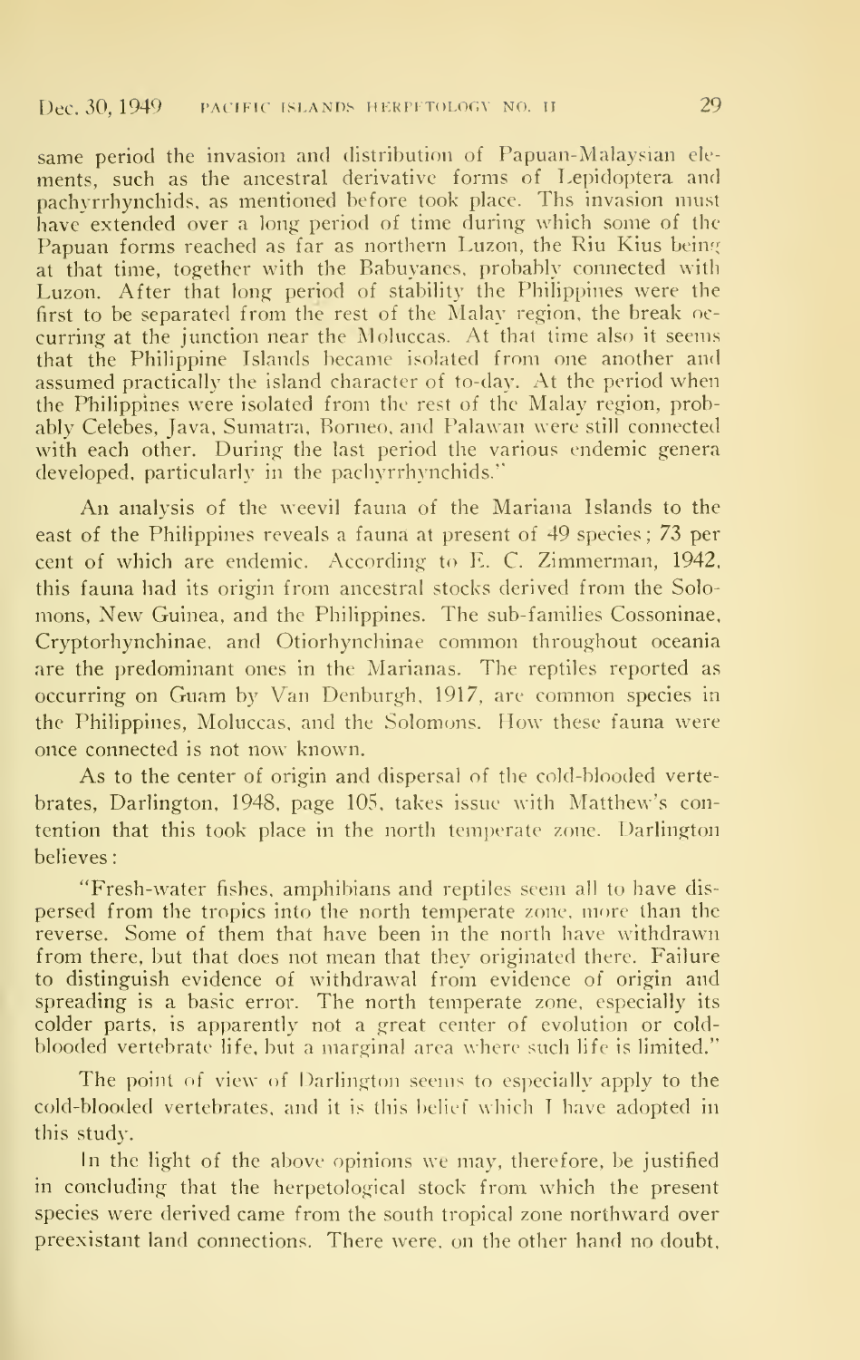same period the invasion and distribution of Papuan-Malaysian elements, such as the ancestral derivative forms of Lepidoptera and pachyrrhynchids, as mentioned before took place. Ths invasion must have extended over a long period of time during which some of the Papuan forms reached as far as northern Luzon, the Riu Kius being at that time, together with the Babuyanes, probably connected with Luzon. After that long period of stability the Philippines were the first to be separated from the rest of the Malay region, the break occurring at the junction near the Moluccas. At that time also it seems that the Philippine Islands became isolated from one another and assumed practically the island character of to-day. At the period when the Philippines were isolated from the rest of the Malay region, probably Celebes, Java, Sumatra, Borneo, and Palawan were still connected with each other. During the last period the various endemic genera developed, particularly in the pachyrrhynchids."

An analysis of the weevil fauna of the Mariana Islands to the east of the Philippines reveals a fauna at present of 49 species; 73 per cent of which are endemic. According to E. C. Zimmerman, 1942, this fauna had its origin from ancestral stocks derived from the Solomons, New Guinea, and the Philippines. The sub-families Cossoninae, Cryptorhynchinae, and Otiorhynchinae common throughout oceania are the predominant ones in the Marianas. The reptiles reported as occurring on Guam by Van Denburgh, 1917, are common species in the Philippines, Moluccas, and the Solomons. How these fauna were once connected is not now known.

As to the center of origin and dispersal of the cold-blooded vertebrates, Darlington, 1948, page 105, takes issue with Matthew's contention that this took place in the north temperate zone. Darlington believes:

"Fresh-water fishes, amphibians and reptiles seem all to have dispersed from the tropics into the north temperate zone, more than the reverse. Some of them that have been in the north have withdrawn from there, but that does not mean that they originated there. Failure to distinguish evidence of withdrawal from evidence of origin and spreading is a basic error. The north temperate zone, especially its colder parts, is apparently not a great center of evolution or cold-blooded vertebrate life, but a marginal area where such life is limited."

The point of view of Darlington seems to especially apply to the cold-blooded vertebrates, and it is this belief which I have adopted in this study.

In the light of the above opinions we may, therefore, be justified in concluding that the herpetological stock from which the present species were derived came from the south tropical zone northward over preexistant land connections. There were, on the other hand no doubt,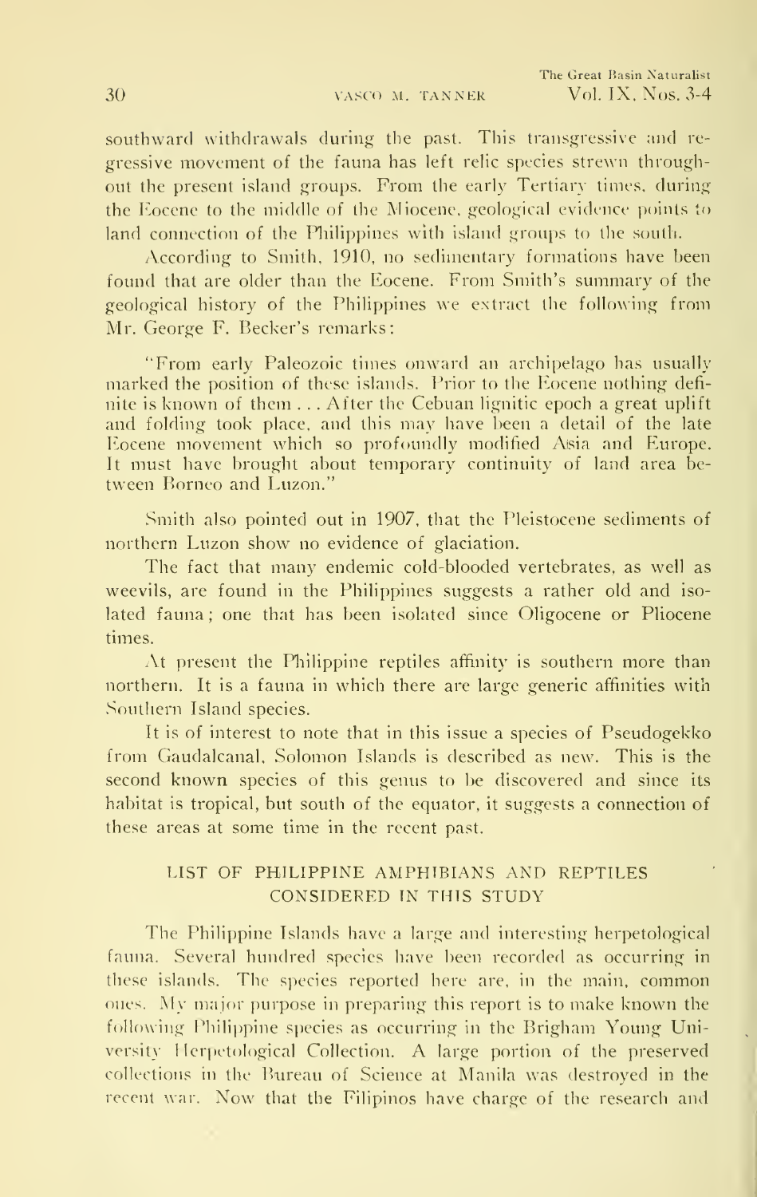southward withdrawals during the past. This transgressive and regressive movement of the fauna has left relic species strewn throughout the present island groups. From the early Tertiary times, during the Eocene to the middle of the Miocene, geological evidence points to land connection of the Philippines with island groups to the south.

According to Smith, 1910, no sedimentary formations have been found that are older than the Eocene. From Smith's summary of the geological history of the Philippines we extract the following from Mr. George F. Becker's remarks:

"From early Paleozoic times onward an archipelago has usually marked the position of these islands. Prior to the Eocene nothing definite is known of them . . . After the Cebuan lignitic epoch a great uplift and folding took place, and this may have been a detail of the late Eocene movement which so profoundly modified Asia and Europe. It must have brought about temporary continuity of land area between Borneo and Luzon."

Smith also pointed out in 1907, that the Pleistocene sediments of northern Luzon show no evidence of glaciation.

The fact that many endemic cold-blooded vertebrates, as well as weevils, are found in the Philippines suggests a rather old and isolated fauna; one that has been isolated since Oligocene or Pliocene times.

At present the Philippine reptiles affinity is southern more than northern. It is a fauna in which there are large generic affinities with Southern Island species.

It is of interest to note that in this issue a species of Pseudogekko from Gaudalcanal, Solomon Islands is described as new. This is the second known species of this genus to be discovered and since its habitat is tropical, but south of the equator, it suggests a connection of these areas at some time in the recent past.

## LIST OF PHILIPPINE AMPHIBIANS AND REPTILES CONSIDERED IN THIS STUDY

The Philippine Islands have a large and interesting herpetological fauna. Several hundred species have been recorded as occurring in these islands. The species reported here are, in the main, common ones. My major purpose in preparing this report is to make known the following Philippine species as occurring in the Brigham Young University Herpetological Collection. A large portion of the preserved collections in the Bureau of Science at Manila was destroyed in the recent war. Now that the Filipinos have charge of the research and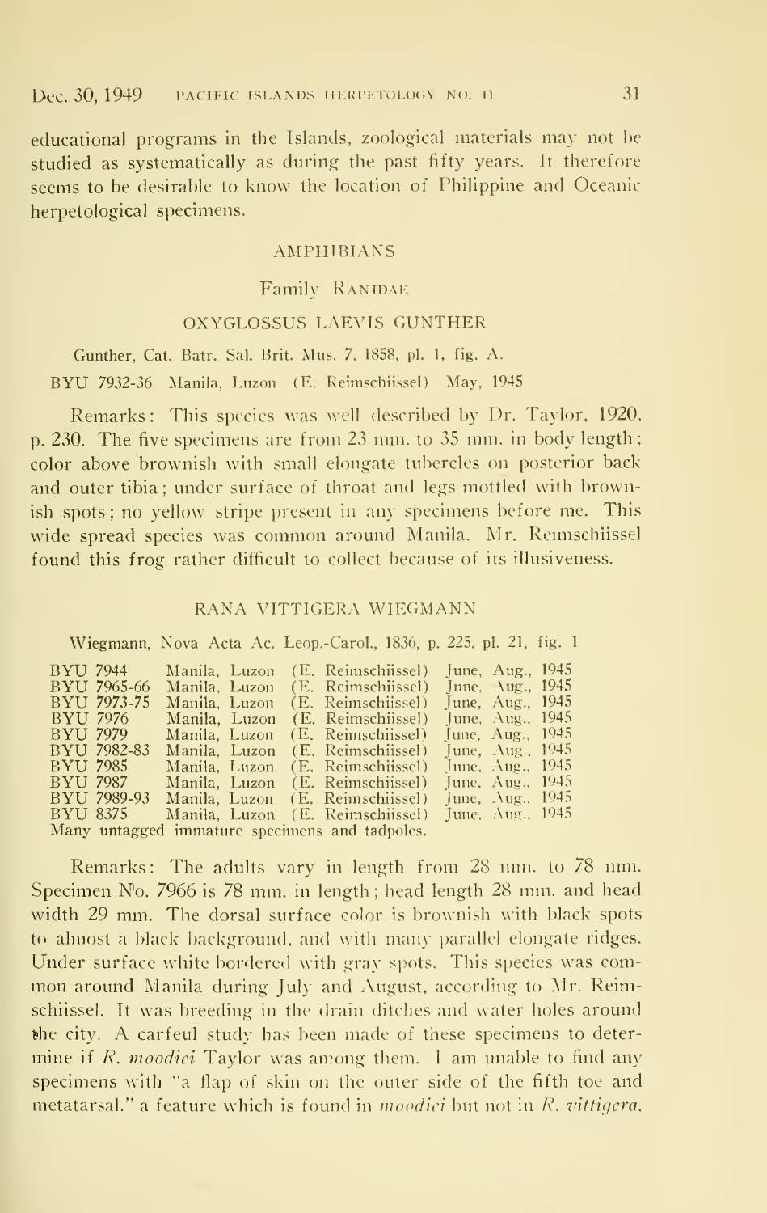educational programs in the Islands, zoological materials may not be studied as systematically as during the past fifty years. It therefore seems to be desirable to know the location of Philippine and Oceanic herpetological specimens.

## AMPHIBIANS

### Family Ranidae

#### OXYGLOSSUS LAEVIS GUNTHER

Gunther, Cat. Batr. Sal. Brit. Mus. 7, 1858, pl. 1, fig. A.

BYU 7932-36 Manila, Luzon (E. Reimschiissel) May, 1945

Remarks: This species was well described by Dr. Taylor, 1920, p. 230. The five specimens are from 23 mm. to 35 mm. in body length; color above brownish with small elongate tubercles on posterior back and outer tibia; under surface of throat and legs mottled with brownish spots; no yellow stripe present in any specimens before me. This wide spread species was common around Manila. Mr. Reimschiissel found this frog rather difficult to collect because of its illusiveness.

#### RANA VITTIGERA WIEGMANN

Wiegmann, Nova Acta Ac. Leop.-Carol., 1836, p. 225, pl. 21, fig. 1

| | | | |
|---|---|---|---|
| BYU 7944 | Manila, Luzon | (E. Reimschiissel) | June, Aug., 1945 |
| BYU 7965-66 | Manila, Luzon | (E. Reimschiissel) | June, Aug., 1945 |
| BYU 7973-75 | Manila, Luzon | (E. Reimschiissel) | June, Aug., 1945 |
| BYU 7976 | Manila, Luzon | (E. Reimschiissel) | June, Aug., 1945 |
| BYU 7979 | Manila, Luzon | (E. Reimschiissel) | June, Aug., 1945 |
| BYU 7982-83 | Manila, Luzon | (E. Reimschiissel) | June, Aug., 1945 |
| BYU 7985 | Manila, Luzon | (E. Reimschiissel) | June, Aug., 1945 |
| BYU 7987 | Manila, Luzon | (E. Reimschiissel) | June, Aug., 1945 |
| BYU 7989-93 | Manila, Luzon | (E. Reimschiissel) | June, Aug., 1945 |
| BYU 8375 | Manila, Luzon | (E. Reimschiissel) | June, Aug., 1945 |

Many untagged immature specimens and tadpoles.

Remarks: The adults vary in length from 28 mm. to 78 mm. Specimen No. 7966 is 78 mm. in length; head length 28 mm. and head width 29 mm. The dorsal surface color is brownish with black spots to almost a black background, and with many parallel elongate ridges. Under surface white bordered with gray spots. This species was common around Manila during July and August, according to Mr. Reimschiissel. It was breeding in the drain ditches and water holes around the city. A carfeul study has been made of these specimens to determine if *R. moodiei* Taylor was among them. I am unable to find any specimens with "a flap of skin on the outer side of the fifth toe and metatarsal," a feature which is found in *moodiei* but not in *R. vittigera*.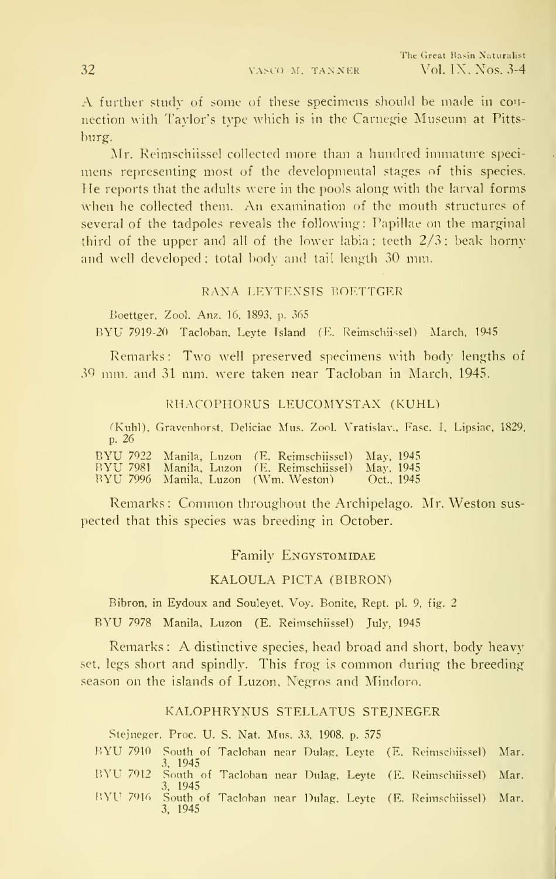A further study of some of these specimens should be made in connection with Taylor's type which is in the Carnegie Museum at Pittsburg.

Mr. Reimschiissel collected more than a hundred immature specimens representing most of the developmental stages of this species. He reports that the adults were in the pools along with the larval forms when he collected them. An examination of the mouth structures of several of the tadpoles reveals the following: Papillae on the marginal third of the upper and all of the lower labia; teeth 2/3; beak horny and well developed; total body and tail length 30 mm.

### RANA LEYTENSIS BOETTGER

Boettger, Zool. Anz. 16, 1893, p. 365

BYU 7919-20 Tacloban, Leyte Island (E. Reimschiissel) March, 1945

Remarks: Two well preserved specimens with body lengths of 39 mm. and 31 mm. were taken near Tacloban in March, 1945.

### RHACOPHORUS LEUCOMYSTAX (KUHL)

(Kuhl), Gravenhorst, Deliciae Mus. Zool. Vratislav., Fasc. I, Lipsiae, 1829, p. 26

BYU 7922 Manila, Luzon (E. Reimschiissel) May, 1945
BYU 7981 Manila, Luzon (E. Reimschiissel) May, 1945
BYU 7996 Manila, Luzon (Wm. Weston) Oct., 1945

Remarks: Common throughout the Archipelago. Mr. Weston suspected that this species was breeding in October.

## Family Engystomidae

### KALOULA PICTA (BIBRON)

Bibron, in Eydoux and Souleyet, Voy. Bonite, Rept. pl. 9, fig. 2

BYU 7978 Manila, Luzon (E. Reimschiissel) July, 1945

Remarks: A distinctive species, head broad and short, body heavy set, legs short and spindly. This frog is common during the breeding season on the islands of Luzon, Negros and Mindoro.

### KALOPHRYNUS STELLATUS STEJNEGER

Stejneger, Proc. U. S. Nat. Mus. 33, 1908, p. 575

BYU 7910 South of Tacloban near Dulag, Leyte (E. Reimschiissel) Mar. 3, 1945
BYU 7912 South of Tacloban near Dulag, Leyte (E. Reimschiissel) Mar. 3, 1945
BYU 7916 South of Tacloban near Dulag, Leyte (E. Reimschiissel) Mar. 3, 1945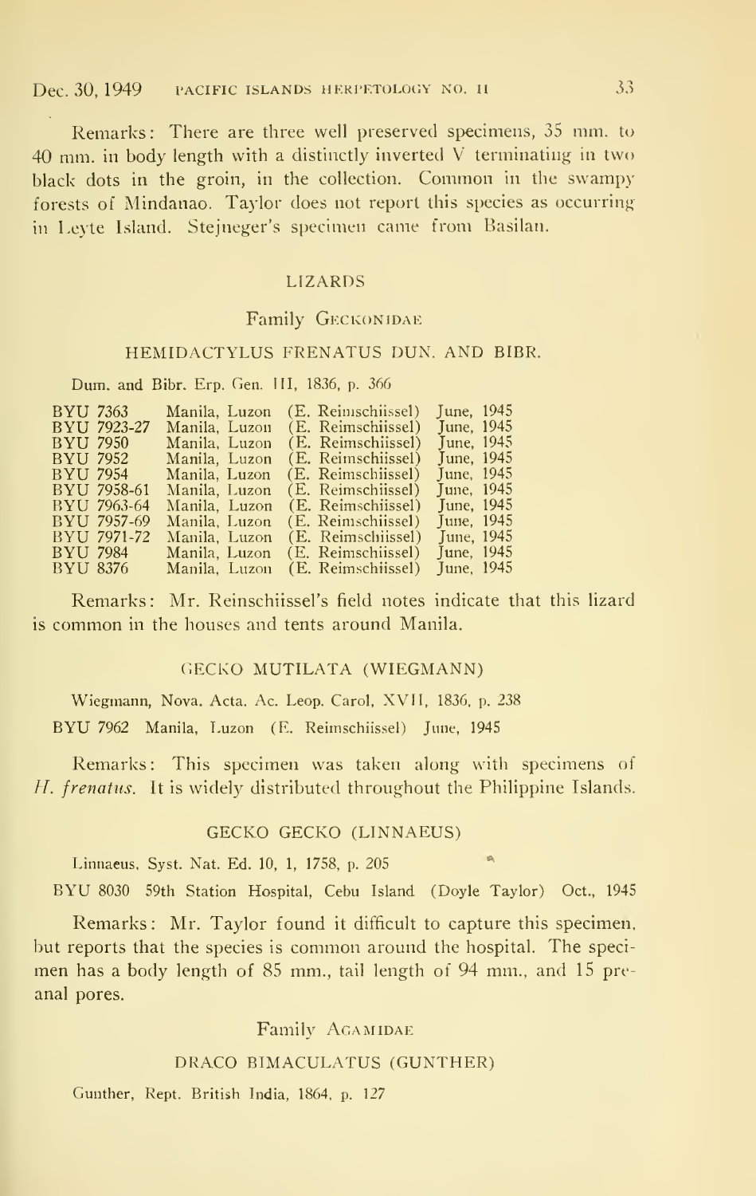Remarks: There are three well preserved specimens, 35 mm. to 40 mm. in body length with a distinctly inverted V terminating in two black dots in the groin, in the collection. Common in the swampy forests of Mindanao. Taylor does not report this species as occurring in Leyte Island. Stejneger's specimen came from Basilan.

## LIZARDS

### Family Geckonidae

#### HEMIDACTYLUS FRENATUS DUN. AND BIBR.

Dum. and Bibr. Erp. Gen. III, 1836, p. 366

| | | | |
|---|---|---|---|
| BYU 7363 | Manila, Luzon | (E. Reimschiissel) | June, 1945 |
| BYU 7923-27 | Manila, Luzon | (E. Reimschiissel) | June, 1945 |
| BYU 7950 | Manila, Luzon | (E. Reimschiissel) | June, 1945 |
| BYU 7952 | Manila, Luzon | (E. Reimschiissel) | June, 1945 |
| BYU 7954 | Manila, Luzon | (E. Reimschiissel) | June, 1945 |
| BYU 7958-61 | Manila, Luzon | (E. Reimschiissel) | June, 1945 |
| BYU 7963-64 | Manila, Luzon | (E. Reimschiissel) | June, 1945 |
| BYU 7957-69 | Manila, Luzon | (E. Reimschiissel) | June, 1945 |
| BYU 7971-72 | Manila, Luzon | (E. Reimschiissel) | June, 1945 |
| BYU 7984 | Manila, Luzon | (E. Reimschiissel) | June, 1945 |
| BYU 8376 | Manila, Luzon | (E. Reimschiissel) | June, 1945 |

Remarks: Mr. Reinschiissel's field notes indicate that this lizard is common in the houses and tents around Manila.

#### GECKO MUTILATA (WIEGMANN)

Wiegmann, Nova. Acta. Ac. Leop. Carol, XVII, 1836, p. 238

BYU 7962 Manila, Luzon (E. Reimschiissel) June, 1945

Remarks: This specimen was taken along with specimens of *H. frenatus*. It is widely distributed throughout the Philippine Islands.

#### GECKO GECKO (LINNAEUS)

Linnaeus, Syst. Nat. Ed. 10, 1, 1758, p. 205

BYU 8030 59th Station Hospital, Cebu Island (Doyle Taylor) Oct., 1945

Remarks: Mr. Taylor found it difficult to capture this specimen, but reports that the species is common around the hospital. The specimen has a body length of 85 mm., tail length of 94 mm., and 15 preanal pores.

### Family Agamidae

#### DRACO BIMACULATUS (GUNTHER)

Gunther, Rept. British India, 1864, p. 127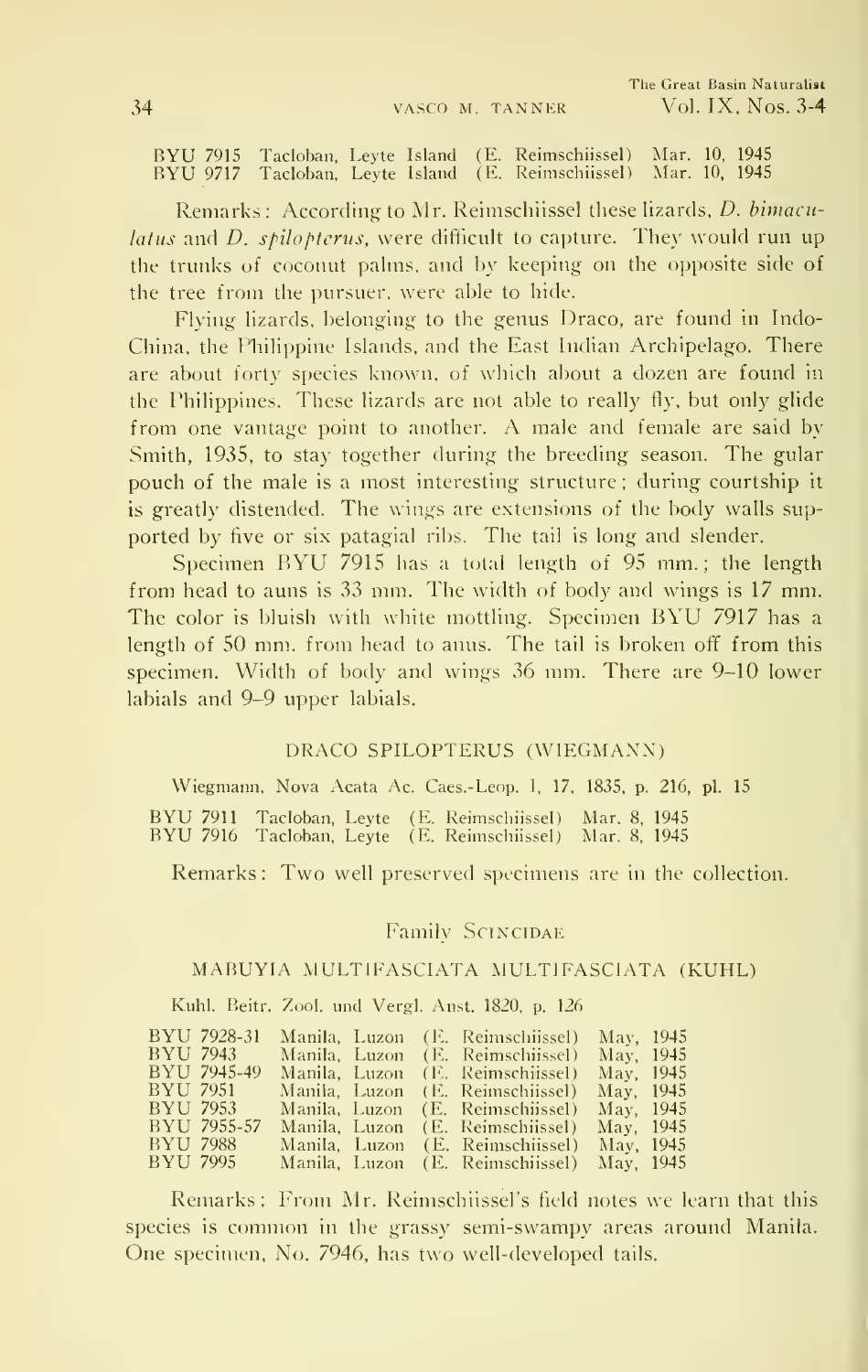BYU 7915 Tacloban, Leyte Island (E. Reimschiissel) Mar. 10, 1945
BYU 9717 Tacloban, Leyte Island (E. Reimschiissel) Mar. 10, 1945

Remarks: According to Mr. Reimschiissel these lizards, *D. bimaculatus* and *D. spilopterus*, were difficult to capture. They would run up the trunks of coconut palms, and by keeping on the opposite side of the tree from the pursuer, were able to hide.

Flying lizards, belonging to the genus Draco, are found in Indo-China, the Philippine Islands, and the East Indian Archipelago. There are about forty species known, of which about a dozen are found in the Philippines. These lizards are not able to really fly, but only glide from one vantage point to another. A male and female are said by Smith, 1935, to stay together during the breeding season. The gular pouch of the male is a most interesting structure; during courtship it is greatly distended. The wings are extensions of the body walls supported by five or six patagial ribs. The tail is long and slender.

Specimen BYU 7915 has a total length of 95 mm.; the length from head to auns is 33 mm. The width of body and wings is 17 mm. The color is bluish with white mottling. Specimen BYU 7917 has a length of 50 mm. from head to anus. The tail is broken off from this specimen. Width of body and wings 36 mm. There are 9–10 lower labials and 9–9 upper labials.

### DRACO SPILOPTERUS (WIEGMANN)

Wiegmann, Nova Acata Ac. Caes.-Leop. 1, 17, 1835, p. 216, pl. 15

BYU 7911 Tacloban, Leyte (E. Reimschiissel) Mar. 8, 1945
BYU 7916 Tacloban, Leyte (E. Reimschiissel) Mar. 8, 1945

Remarks: Two well preserved specimens are in the collection.

## Family SCINCIDAE

### MABUYIA MULTIFASCIATA MULTIFASCIATA (KUHL)

Kuhl. Beitr. Zool. und Vergl. Anst. 1820, p. 126

| | | | |
|---|---|---|---|
| BYU 7928-31 | Manila, Luzon | (E. Reimschiissel) | May, 1945 |
| BYU 7943 | Manila, Luzon | (E. Reimschiissel) | May, 1945 |
| BYU 7945-49 | Manila, Luzon | (E. Reimschiissel) | May, 1945 |
| BYU 7951 | Manila, Luzon | (E. Reimschiissel) | May, 1945 |
| BYU 7953 | Manila, Luzon | (E. Reimschiissel) | May, 1945 |
| BYU 7955-57 | Manila, Luzon | (E. Reimschiissel) | May, 1945 |
| BYU 7988 | Manila, Luzon | (E. Reimschiissel) | May, 1945 |
| BYU 7995 | Manila, Luzon | (E. Reimschiissel) | May, 1945 |

Remarks: From Mr. Reimschiissel's field notes we learn that this species is common in the grassy semi-swampy areas around Manila. One specimen, No. 7946, has two well-developed tails.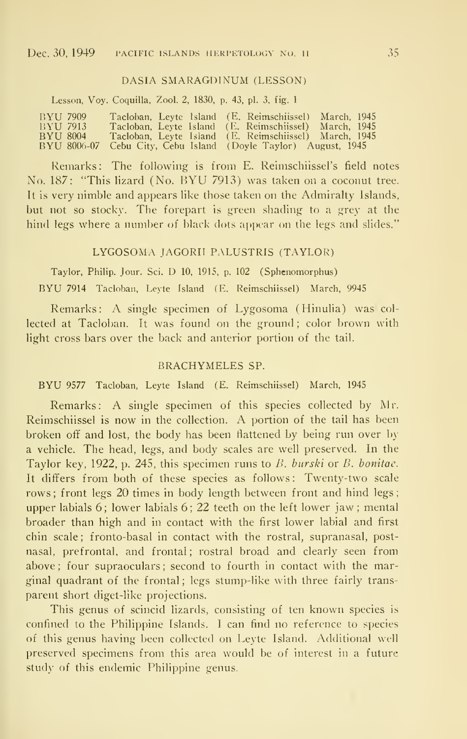## DASIA SMARAGDINUM (LESSON)

Lesson, Voy. Coquilla, Zool. 2, 1830, p. 43, pl. 3, fig. 1

BYU 7909 Tacloban, Leyte Island (E. Reimschiissel) March, 1945
BYU 7913 Tacloban, Leyte Island (E. Reimschiissel) March, 1945
BYU 8004 Tacloban, Leyte Island (E. Reimschiissel) March, 1945
BYU 8006-07 Cebu City, Cebu Island (Doyle Taylor) August, 1945

Remarks: The following is from E. Reimschiissel's field notes No. 187: "This lizard (No. BYU 7913) was taken on a coconut tree. It is very nimble and appears like those taken on the Admiralty Islands, but not so stocky. The forepart is green shading to a grey at the hind legs where a number of black dots appear on the legs and slides."

## LYGOSOMA JAGORII PALUSTRIS (TAYLOR)

Taylor, Philip. Jour. Sci. D 10, 1915, p. 102 (Sphenomorphus)

BYU 7914 Tacloban, Leyte Island (E. Reimschiissel) March, 9945

Remarks: A single specimen of Lygosoma (Hinulia) was collected at Tacloban. It was found on the ground; color brown with light cross bars over the back and anterior portion of the tail.

## BRACHYMELES SP.

BYU 9577 Tacloban, Leyte Island (E. Reimschiissel) March, 1945

Remarks: A single specimen of this species collected by Mr. Reimschiissel is now in the collection. A portion of the tail has been broken off and lost, the body has been flattened by being run over by a vehicle. The head, legs, and body scales are well preserved. In the Taylor key, 1922, p. 245, this specimen runs to *B. burski* or *B. bonitae*. It differs from both of these species as follows: Twenty-two scale rows; front legs 20 times in body length between front and hind legs; upper labials 6; lower labials 6; 22 teeth on the left lower jaw; mental broader than high and in contact with the first lower labial and first chin scale; fronto-basal in contact with the rostral, supranasal, post-nasal, prefrontal, and frontal; rostral broad and clearly seen from above; four supraoculars; second to fourth in contact with the marginal quadrant of the frontal; legs stump-like with three fairly transparent short diget-like projections.

This genus of scincid lizards, consisting of ten known species is confined to the Philippine Islands. I can find no reference to species of this genus having been collected on Leyte Island. Additional well preserved specimens from this area would be of interest in a future study of this endemic Philippine genus.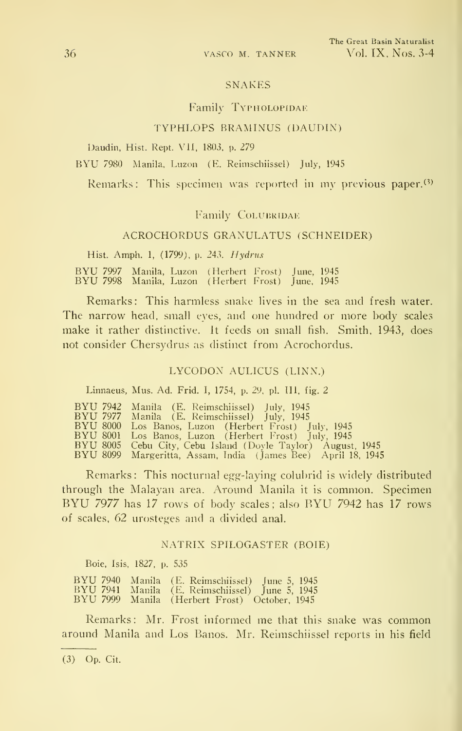## SNAKES

### Family Typholopidae

#### TYPHLOPS BRAMINUS (DAUDIN)

Daudin, Hist. Rept. VII, 1803, p. 279

BYU 7980 Manila, Luzon (E. Reimschiissel) July, 1945

Remarks: This specimen was reported in my previous paper.[3]

### Family Colubridae

#### ACROCHORDUS GRANULATUS (SCHNEIDER)

Hist. Amph. 1, (1799), p. 243. *Hydrus*

BYU 7997 Manila, Luzon (Herbert Frost) June, 1945
BYU 7998 Manila, Luzon (Herbert Frost) June, 1945

Remarks: This harmless snake lives in the sea and fresh water. The narrow head, small eyes, and one hundred or more body scales make it rather distinctive. It feeds on small fish. Smith, 1943, does not consider Chersydrus as distinct from Acrochordus.

#### LYCODON AULICUS (LINN.)

Linnaeus, Mus. Ad. Frid. I, 1754, p. 29, pl. III, fig. 2

BYU 7942 Manila (E. Reimschiissel) July, 1945
BYU 7977 Manila (E. Reimschiissel) July, 1945
BYU 8000 Los Banos, Luzon (Herbert Frost) July, 1945
BYU 8001 Los Banos, Luzon (Herbert Frost) July, 1945
BYU 8005 Cebu City, Cebu Island (Doyle Taylor) August, 1945
BYU 8099 Margeritta, Assam, India (James Bee) April 18, 1945

Remarks: This nocturnal egg-laying colubrid is widely distributed through the Malayan area. Around Manila it is common. Specimen BYU 7977 has 17 rows of body scales; also BYU 7942 has 17 rows of scales, 62 urosteges and a divided anal.

#### NATRIX SPILOGASTER (BOIE)

Boie, Isis, 1827, p. 535

BYU 7940 Manila (E. Reimschiissel) June 5, 1945
BYU 7941 Manila (E. Reimschiissel) June 5, 1945
BYU 7999 Manila (Herbert Frost) October, 1945

Remarks: Mr. Frost informed me that this snake was common around Manila and Los Banos. Mr. Reimschiissel reports in his field

---

(3) Op. Cit.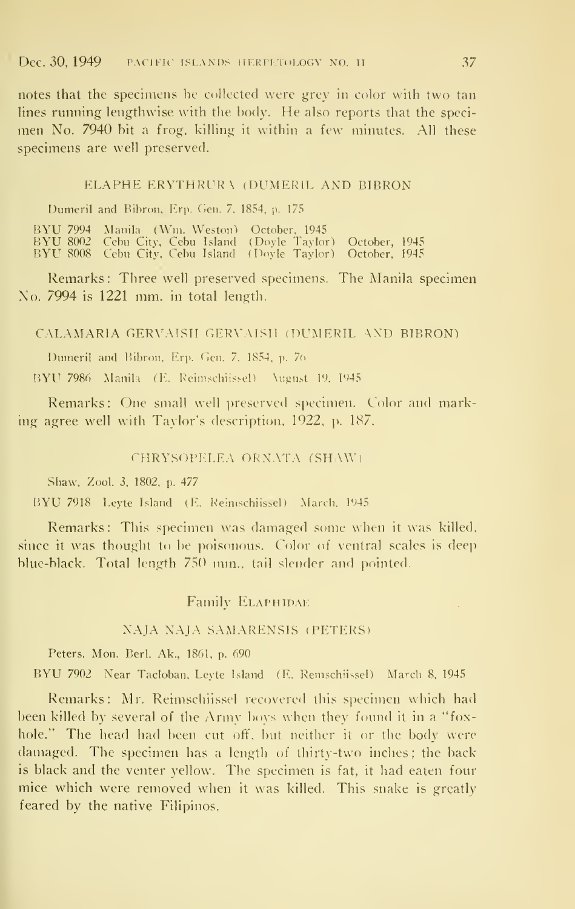notes that the specimens he collected were grey in color with two tan lines running lengthwise with the body. He also reports that the specimen No. 7940 bit a frog, killing it within a few minutes. All these specimens are well preserved.

### ELAPHE ERYTHRURA (DUMERIL AND BIBRON

Dumeril and Bibron, Erp. Gen. 7, 1854, p. 175

BYU 7994 Manila (Wm. Weston) October, 1945
BYU 8002 Cebu City, Cebu Island (Doyle Taylor) October, 1945
BYU 8008 Cebu City, Cebu Island (Doyle Taylor) October, 1945

Remarks: Three well preserved specimens. The Manila specimen No. 7994 is 1221 mm. in total length.

### CALAMARIA GERVAISII GERVAISII (DUMERIL AND BIBRON)

Dumeril and Bibron, Erp. Gen. 7, 1854, p. 76

BYU 7986 Manila (E. Reimschiissel) August 19, 1945

Remarks: One small well preserved specimen. Color and marking agree well with Taylor's description, 1922, p. 187.

### CHRYSOPELEA ORNATA (SHAW)

Shaw, Zool. 3, 1802, p. 477

BYU 7918 Leyte Island (E. Reimschiissel) March, 1945

Remarks: This specimen was damaged some when it was killed, since it was thought to be poisonous. Color of ventral scales is deep blue-black. Total length 750 mm., tail slender and pointed.

## Family Elaphidae

### NAJA NAJA SAMARENSIS (PETERS)

Peters, Mon. Berl. Ak., 1861, p. 690

BYU 7902 Near Tacloban, Leyte Island (E. Remschiissel) March 8, 1945

Remarks: Mr. Reimschiissel recovered this specimen which had been killed by several of the Army boys when they found it in a "fox-hole." The head had been cut off, but neither it or the body were damaged. The specimen has a length of thirty-two inches; the back is black and the venter yellow. The specimen is fat, it had eaten four mice which were removed when it was killed. This snake is greatly feared by the native Filipinos.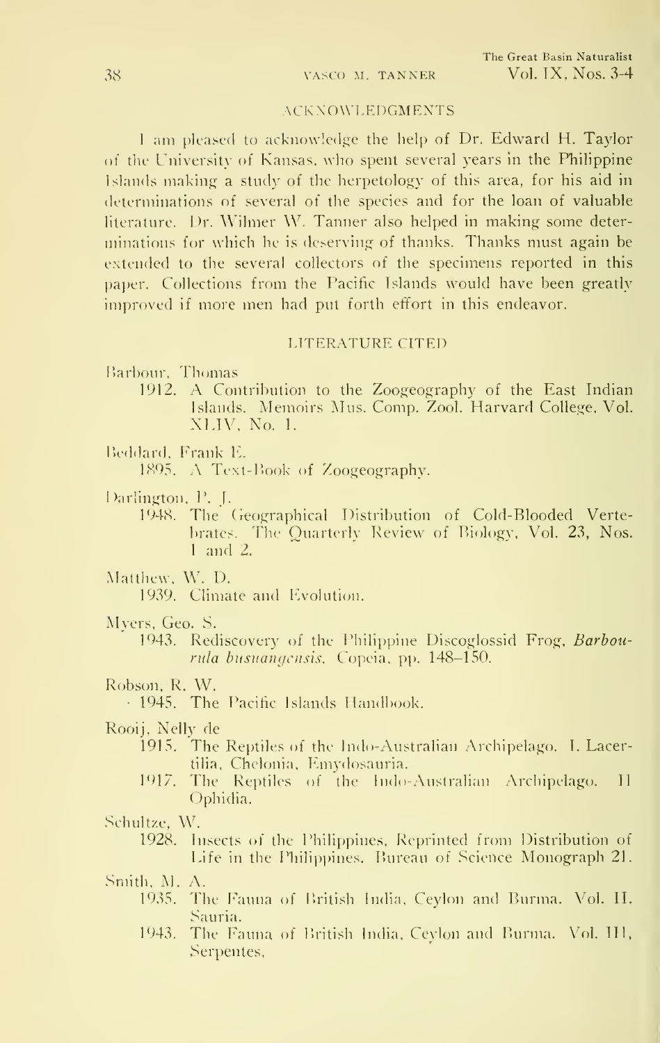## ACKNOWLEDGMENTS

I am pleased to acknowledge the help of Dr. Edward H. Taylor of the University of Kansas, who spent several years in the Philippine Islands making a study of the herpetology of this area, for his aid in determinations of several of the species and for the loan of valuable literature. Dr. Wilmer W. Tanner also helped in making some determinations for which he is deserving of thanks. Thanks must again be extended to the several collectors of the specimens reported in this paper. Collections from the Pacific Islands would have been greatly improved if more men had put forth effort in this endeavor.

## LITERATURE CITED

Barbour, Thomas

1912. A Contribution to the Zoogeography of the East Indian Islands. Memoirs Mus. Comp. Zool. Harvard College, Vol. XLIV, No. 1.

Beddard, Frank E.

1895. A Text-Book of Zoogeography.

Darlington, P. J.

1948. The Geographical Distribution of Cold-Blooded Vertebrates. The Quarterly Review of Biology, Vol. 23, Nos. 1 and 2.

Matthew, W. D.

1939. Climate and Evolution.

Myers, Geo. S.

1943. Rediscovery of the Philippine Discoglossid Frog, *Barbourula busuangensis*. Copeia, pp. 148–150.

Robson, R. W.

1945. The Pacific Islands Handbook.

Rooij, Nelly de

1915. The Reptiles of the Indo-Australian Archipelago. I. Lacertilia, Chelonia, Emydosauria.

1917. The Reptiles of the Indo-Australian Archipelago. II Ophidia.

Schultze, W.

1928. Insects of the Philippines, Reprinted from Distribution of Life in the Philippines. Bureau of Science Monograph 21.

Smith, M. A.

1935. The Fauna of British India, Ceylon and Burma. Vol. II. Sauria.

1943. The Fauna of British India, Ceylon and Burma. Vol. III, Serpentes,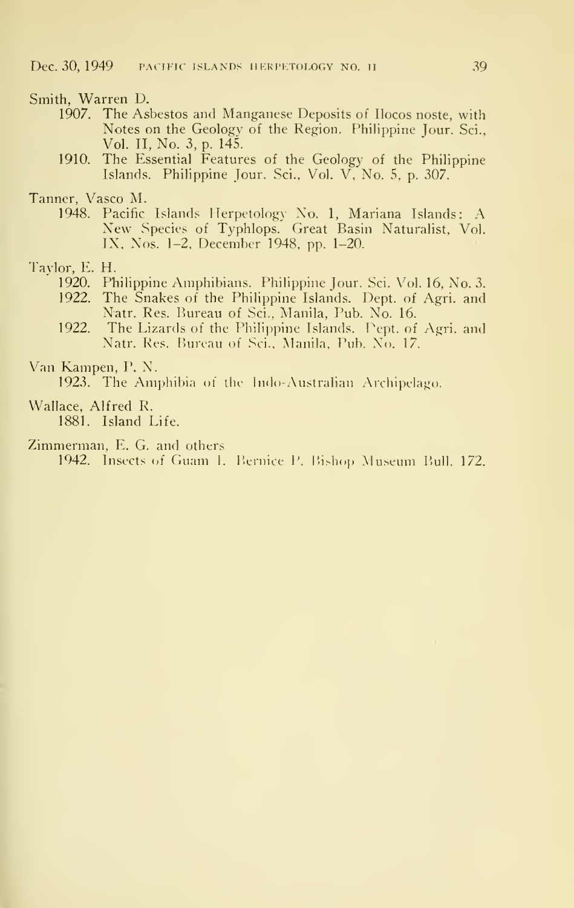Smith, Warren D.

1907. The Asbestos and Manganese Deposits of Ilocos noste, with Notes on the Geology of the Region. Philippine Jour. Sci., Vol. II, No. 3, p. 145.

1910. The Essential Features of the Geology of the Philippine Islands. Philippine Jour. Sci., Vol. V, No. 5, p. 307.

Tanner, Vasco M.

1948. Pacific Islands Herpetology No. 1, Mariana Islands: A New Species of Typhlops. Great Basin Naturalist, Vol. IX, Nos. 1–2, December 1948, pp. 1–20.

Taylor, E. H.

1920. Philippine Amphibians. Philippine Jour. Sci. Vol. 16, No. 3.

1922. The Snakes of the Philippine Islands. Dept. of Agri. and Natr. Res. Bureau of Sci., Manila, Pub. No. 16.

1922. The Lizards of the Philippine Islands. Dept. of Agri. and Natr. Res. Bureau of Sci., Manila, Pub. No. 17.

Van Kampen, P. N.

1923. The Amphibia of the Indo-Australian Archipelago.

Wallace, Alfred R.

1881. Island Life.

Zimmerman, E. G. and others

1942. Insects of Guam I. Bernice P. Bishop Museum Bull. 172.